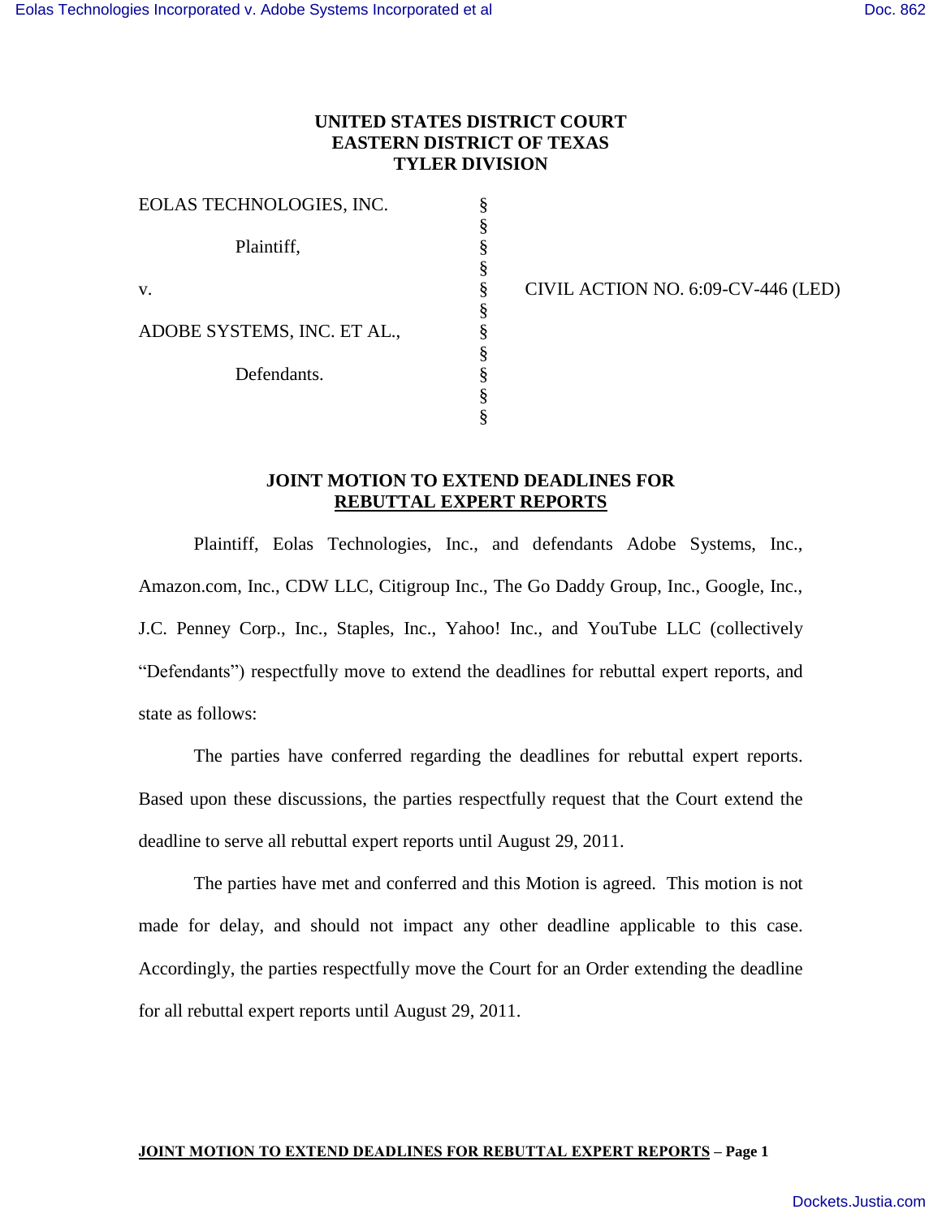# UNITED STATES DISTRICT COURT
# EASTERN DISTRICT OF TEXAS
# TYLER DIVISION

| | | |
|---|---|---|
| EOLAS TECHNOLOGIES, INC. | § | |
| | § | |
| Plaintiff, | § | |
| | § | |
| v. | § | CIVIL ACTION NO. 6:09-CV-446 (LED) |
| | § | |
| ADOBE SYSTEMS, INC. ET AL., | § | |
| | § | |
| Defendants. | § | |
| | § | |
| | § | |

## JOINT MOTION TO EXTEND DEADLINES FOR REBUTTAL EXPERT REPORTS

Plaintiff, Eolas Technologies, Inc., and defendants Adobe Systems, Inc., Amazon.com, Inc., CDW LLC, Citigroup Inc., The Go Daddy Group, Inc., Google, Inc., J.C. Penney Corp., Inc., Staples, Inc., Yahoo! Inc., and YouTube LLC (collectively "Defendants") respectfully move to extend the deadlines for rebuttal expert reports, and state as follows:

The parties have conferred regarding the deadlines for rebuttal expert reports. Based upon these discussions, the parties respectfully request that the Court extend the deadline to serve all rebuttal expert reports until August 29, 2011.

The parties have met and conferred and this Motion is agreed. This motion is not made for delay, and should not impact any other deadline applicable to this case. Accordingly, the parties respectfully move the Court for an Order extending the deadline for all rebuttal expert reports until August 29, 2011.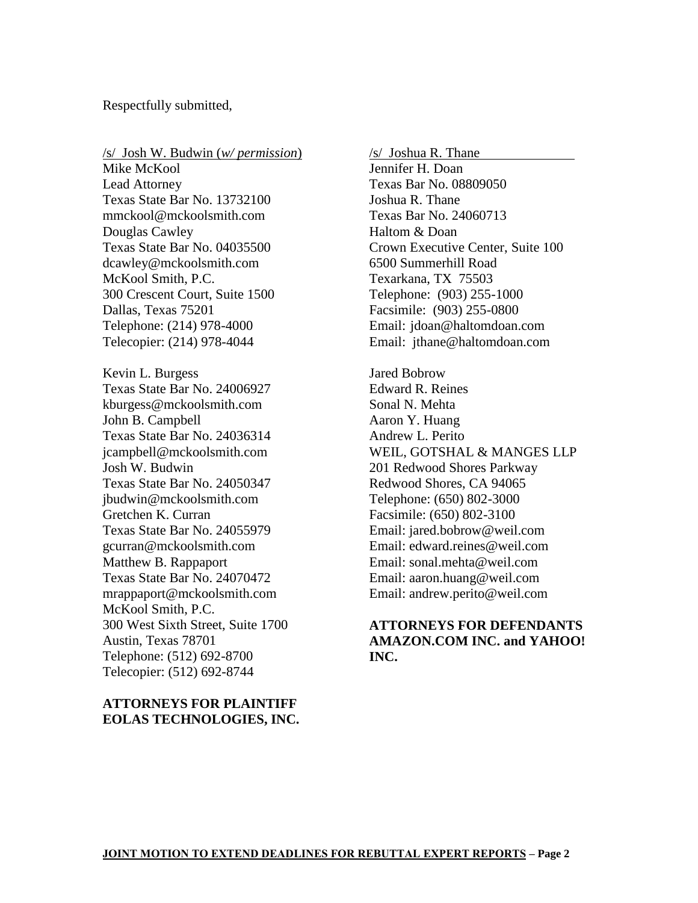Respectfully submitted,

/s/ Josh W. Budwin (*w/ permission*)
Mike McKool
Lead Attorney
Texas State Bar No. 13732100
mmckool@mckoolsmith.com
Douglas Cawley
Texas State Bar No. 04035500
dcawley@mckoolsmith.com
McKool Smith, P.C.
300 Crescent Court, Suite 1500
Dallas, Texas 75201
Telephone: (214) 978-4000
Telecopier: (214) 978-4044

Kevin L. Burgess
Texas State Bar No. 24006927
kburgess@mckoolsmith.com
John B. Campbell
Texas State Bar No. 24036314
jcampbell@mckoolsmith.com
Josh W. Budwin
Texas State Bar No. 24050347
jbudwin@mckoolsmith.com
Gretchen K. Curran
Texas State Bar No. 24055979
gcurran@mckoolsmith.com
Matthew B. Rappaport
Texas State Bar No. 24070472
mrappaport@mckoolsmith.com
McKool Smith, P.C.
300 West Sixth Street, Suite 1700
Austin, Texas 78701
Telephone: (512) 692-8700
Telecopier: (512) 692-8744

**ATTORNEYS FOR PLAINTIFF EOLAS TECHNOLOGIES, INC.**

/s/ Joshua R. Thane
Jennifer H. Doan
Texas Bar No. 08809050
Joshua R. Thane
Texas Bar No. 24060713
Haltom & Doan
Crown Executive Center, Suite 100
6500 Summerhill Road
Texarkana, TX 75503
Telephone: (903) 255-1000
Facsimile: (903) 255-0800
Email: jdoan@haltomdoan.com
Email: jthane@haltomdoan.com

Jared Bobrow
Edward R. Reines
Sonal N. Mehta
Aaron Y. Huang
Andrew L. Perito
WEIL, GOTSHAL & MANGES LLP
201 Redwood Shores Parkway
Redwood Shores, CA 94065
Telephone: (650) 802-3000
Facsimile: (650) 802-3100
Email: jared.bobrow@weil.com
Email: edward.reines@weil.com
Email: sonal.mehta@weil.com
Email: aaron.huang@weil.com
Email: andrew.perito@weil.com

**ATTORNEYS FOR DEFENDANTS AMAZON.COM INC. and YAHOO! INC.**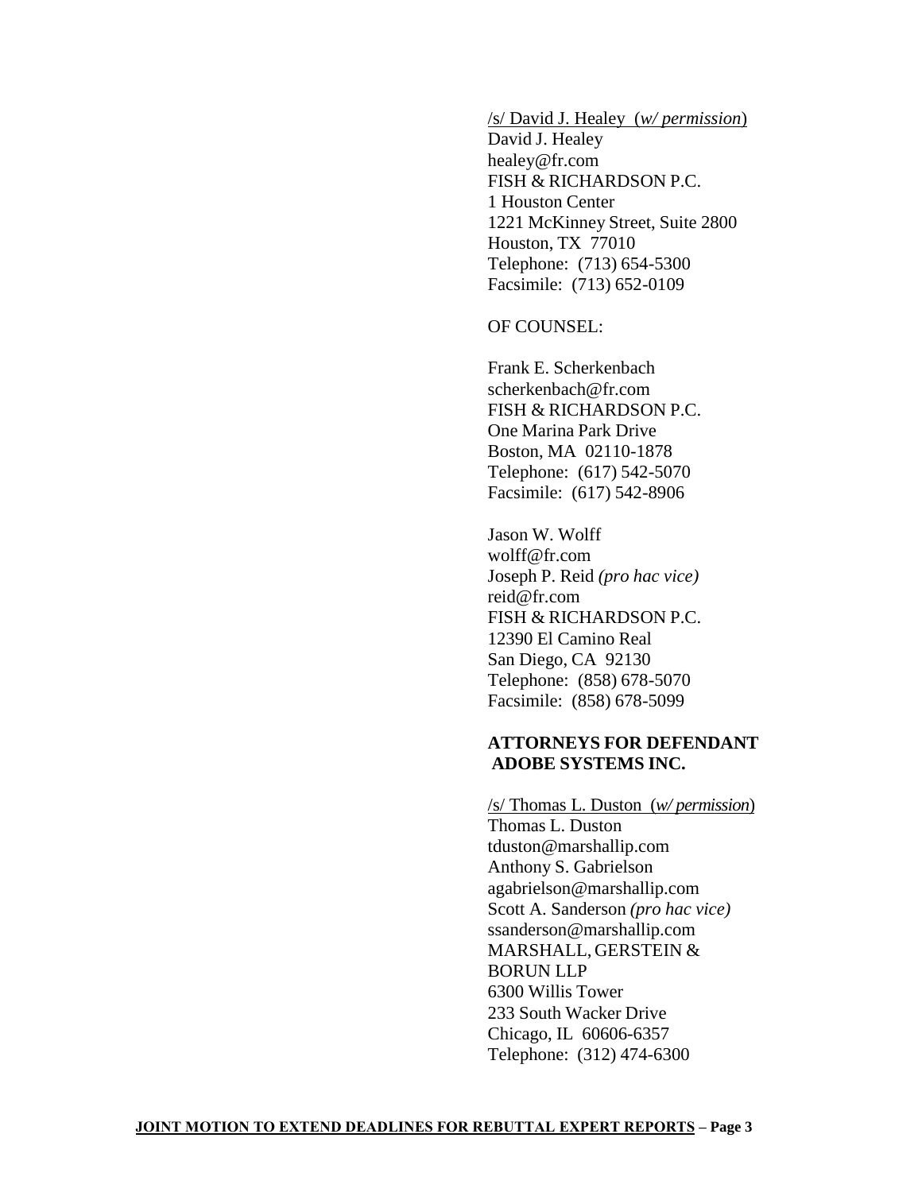/s/ David J. Healey (*w/ permission*)
David J. Healey
healey@fr.com
FISH & RICHARDSON P.C.
1 Houston Center
1221 McKinney Street, Suite 2800
Houston, TX 77010
Telephone: (713) 654-5300
Facsimile: (713) 652-0109

OF COUNSEL:

Frank E. Scherkenbach
scherkenbach@fr.com
FISH & RICHARDSON P.C.
One Marina Park Drive
Boston, MA 02110-1878
Telephone: (617) 542-5070
Facsimile: (617) 542-8906

Jason W. Wolff
wolff@fr.com
Joseph P. Reid *(pro hac vice)*
reid@fr.com
FISH & RICHARDSON P.C.
12390 El Camino Real
San Diego, CA 92130
Telephone: (858) 678-5070
Facsimile: (858) 678-5099

**ATTORNEYS FOR DEFENDANT ADOBE SYSTEMS INC.**

/s/ Thomas L. Duston (*w/ permission*)
Thomas L. Duston
tduston@marshallip.com
Anthony S. Gabrielson
agabrielson@marshallip.com
Scott A. Sanderson *(pro hac vice)*
ssanderson@marshallip.com
MARSHALL, GERSTEIN & BORUN LLP
6300 Willis Tower
233 South Wacker Drive
Chicago, IL 60606-6357
Telephone: (312) 474-6300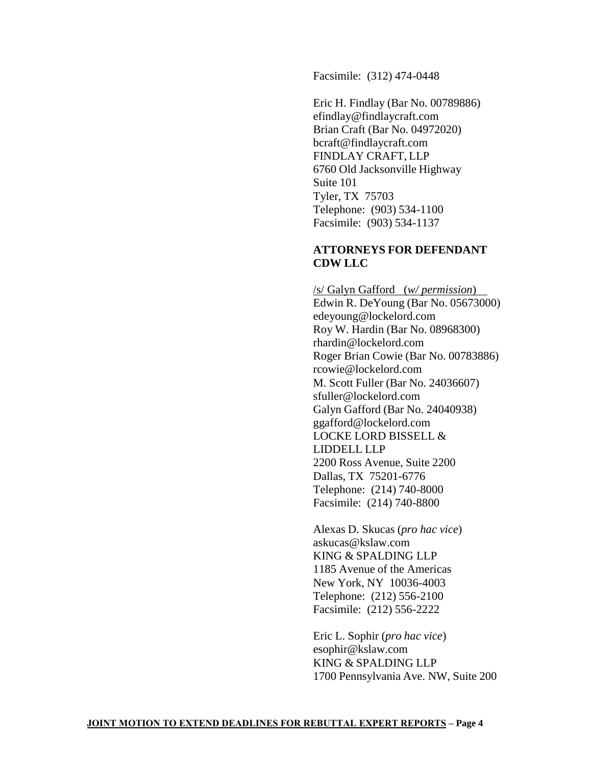Facsimile: (312) 474-0448

Eric H. Findlay (Bar No. 00789886)
efindlay@findlaycraft.com
Brian Craft (Bar No. 04972020)
bcraft@findlaycraft.com
FINDLAY CRAFT, LLP
6760 Old Jacksonville Highway
Suite 101
Tyler, TX 75703
Telephone: (903) 534-1100
Facsimile: (903) 534-1137

**ATTORNEYS FOR DEFENDANT CDW LLC**

/s/ Galyn Gafford (*w/ permission*)
Edwin R. DeYoung (Bar No. 05673000)
edeyoung@lockelord.com
Roy W. Hardin (Bar No. 08968300)
rhardin@lockelord.com
Roger Brian Cowie (Bar No. 00783886)
rcowie@lockelord.com
M. Scott Fuller (Bar No. 24036607)
sfuller@lockelord.com
Galyn Gafford (Bar No. 24040938)
ggafford@lockelord.com
LOCKE LORD BISSELL & LIDDELL LLP
2200 Ross Avenue, Suite 2200
Dallas, TX 75201-6776
Telephone: (214) 740-8000
Facsimile: (214) 740-8800

Alexas D. Skucas (*pro hac vice*)
askucas@kslaw.com
KING & SPALDING LLP
1185 Avenue of the Americas
New York, NY 10036-4003
Telephone: (212) 556-2100
Facsimile: (212) 556-2222

Eric L. Sophir (*pro hac vice*)
esophir@kslaw.com
KING & SPALDING LLP
1700 Pennsylvania Ave. NW, Suite 200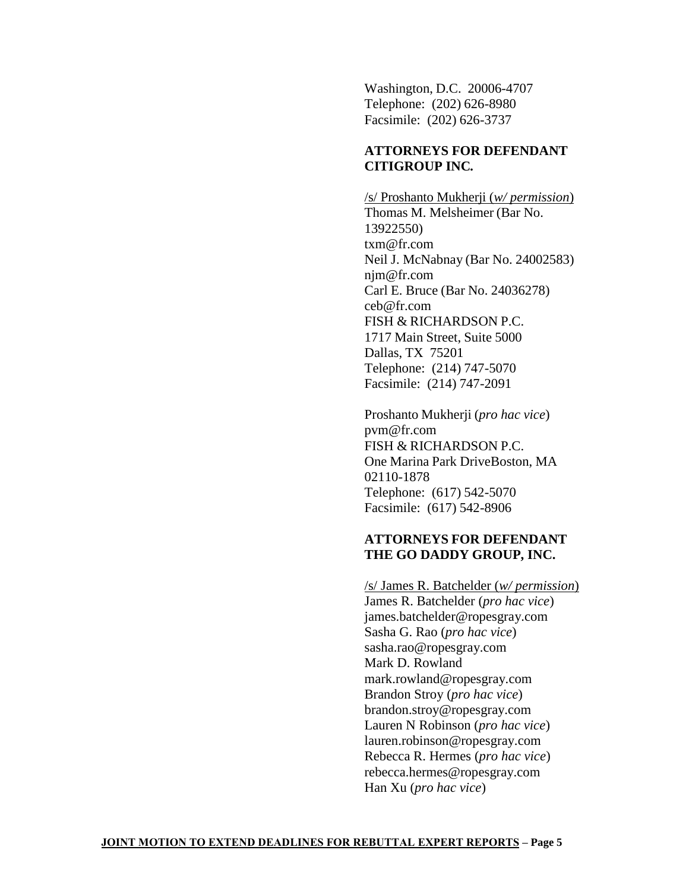Washington, D.C. 20006-4707
Telephone: (202) 626-8980
Facsimile: (202) 626-3737

**ATTORNEYS FOR DEFENDANT CITIGROUP INC.**

/s/ Proshanto Mukherji (*w/ permission*)
Thomas M. Melsheimer (Bar No. 13922550)
txm@fr.com
Neil J. McNabnay (Bar No. 24002583)
njm@fr.com
Carl E. Bruce (Bar No. 24036278)
ceb@fr.com
FISH & RICHARDSON P.C.
1717 Main Street, Suite 5000
Dallas, TX 75201
Telephone: (214) 747-5070
Facsimile: (214) 747-2091

Proshanto Mukherji (*pro hac vice*)
pvm@fr.com
FISH & RICHARDSON P.C.
One Marina Park DriveBoston, MA 02110-1878
Telephone: (617) 542-5070
Facsimile: (617) 542-8906

**ATTORNEYS FOR DEFENDANT THE GO DADDY GROUP, INC.**

/s/ James R. Batchelder (*w/ permission*)
James R. Batchelder (*pro hac vice*)
james.batchelder@ropesgray.com
Sasha G. Rao (*pro hac vice*)
sasha.rao@ropesgray.com
Mark D. Rowland
mark.rowland@ropesgray.com
Brandon Stroy (*pro hac vice*)
brandon.stroy@ropesgray.com
Lauren N Robinson (*pro hac vice*)
lauren.robinson@ropesgray.com
Rebecca R. Hermes (*pro hac vice*)
rebecca.hermes@ropesgray.com
Han Xu (*pro hac vice*)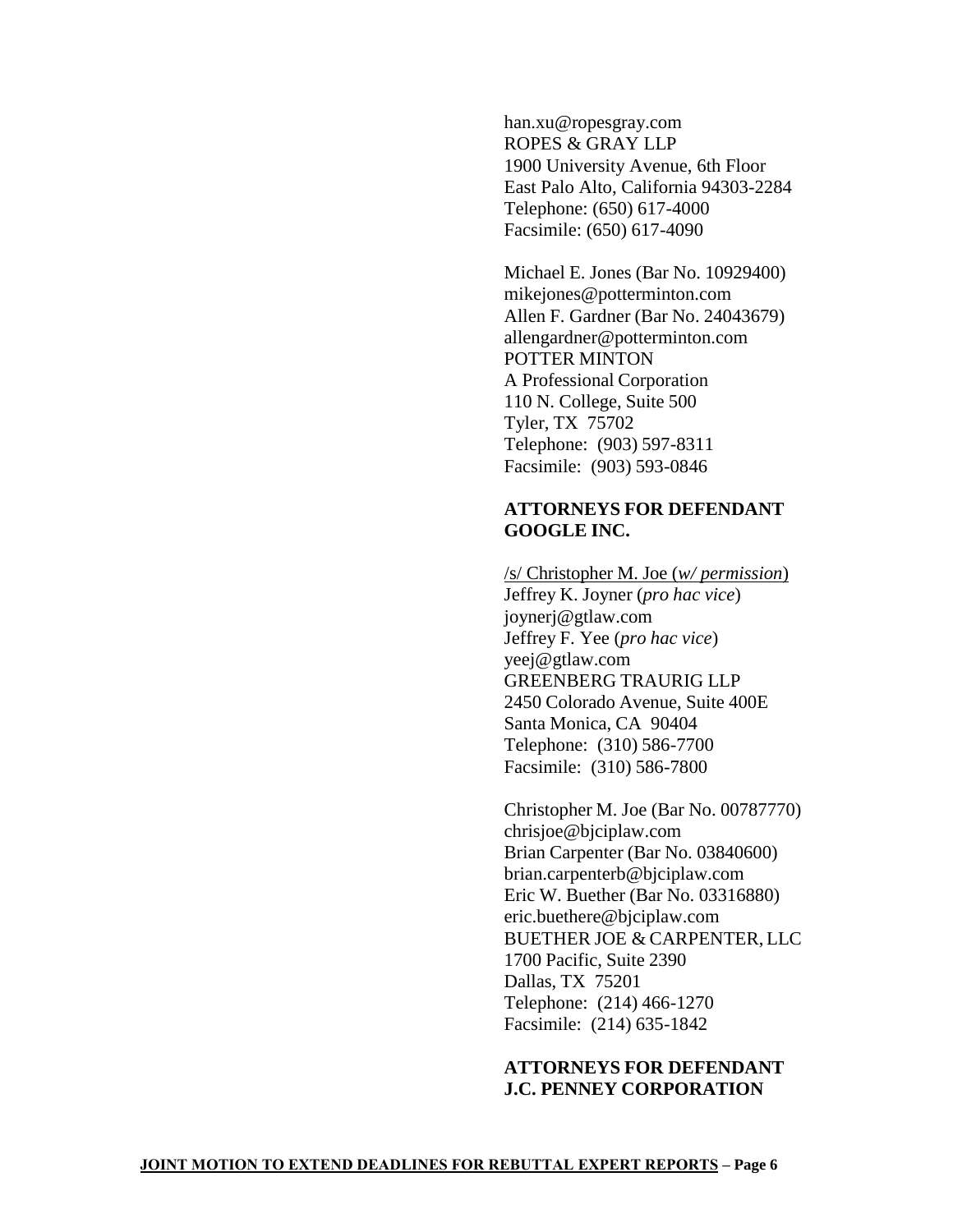han.xu@ropesgray.com
ROPES & GRAY LLP
1900 University Avenue, 6th Floor
East Palo Alto, California 94303-2284
Telephone: (650) 617-4000
Facsimile: (650) 617-4090

Michael E. Jones (Bar No. 10929400)
mikejones@potterminton.com
Allen F. Gardner (Bar No. 24043679)
allengardner@potterminton.com
POTTER MINTON
A Professional Corporation
110 N. College, Suite 500
Tyler, TX 75702
Telephone: (903) 597-8311
Facsimile: (903) 593-0846

**ATTORNEYS FOR DEFENDANT GOOGLE INC.**

/s/ Christopher M. Joe (*w/ permission*)
Jeffrey K. Joyner (*pro hac vice*)
joynerj@gtlaw.com
Jeffrey F. Yee (*pro hac vice*)
yeej@gtlaw.com
GREENBERG TRAURIG LLP
2450 Colorado Avenue, Suite 400E
Santa Monica, CA 90404
Telephone: (310) 586-7700
Facsimile: (310) 586-7800

Christopher M. Joe (Bar No. 00787770)
chrisjoe@bjciplaw.com
Brian Carpenter (Bar No. 03840600)
brian.carpenterb@bjciplaw.com
Eric W. Buether (Bar No. 03316880)
eric.buethere@bjciplaw.com
BUETHER JOE & CARPENTER, LLC
1700 Pacific, Suite 2390
Dallas, TX 75201
Telephone: (214) 466-1270
Facsimile: (214) 635-1842

**ATTORNEYS FOR DEFENDANT J.C. PENNEY CORPORATION**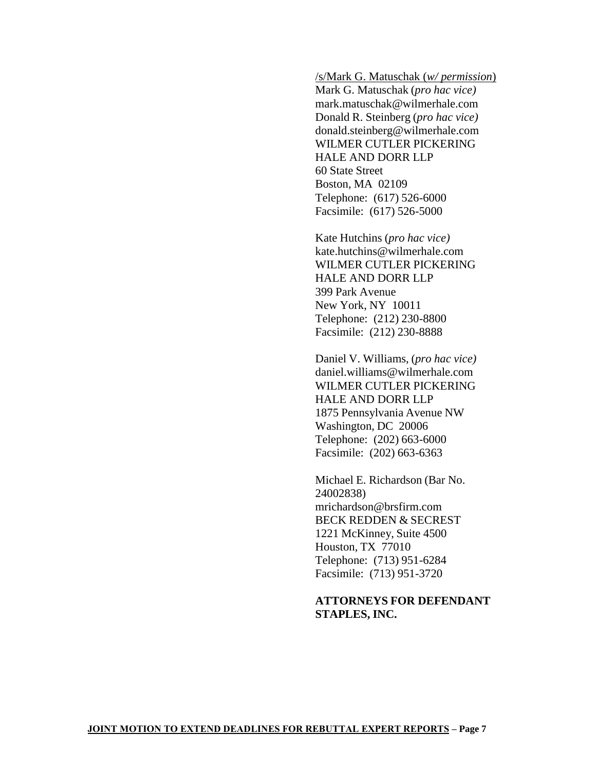/s/Mark G. Matuschak (*w/ permission*)
Mark G. Matuschak (*pro hac vice)*
mark.matuschak@wilmerhale.com
Donald R. Steinberg (*pro hac vice)*
donald.steinberg@wilmerhale.com
WILMER CUTLER PICKERING
HALE AND DORR LLP
60 State Street
Boston, MA 02109
Telephone: (617) 526-6000
Facsimile: (617) 526-5000

Kate Hutchins (*pro hac vice)*
kate.hutchins@wilmerhale.com
WILMER CUTLER PICKERING
HALE AND DORR LLP
399 Park Avenue
New York, NY 10011
Telephone: (212) 230-8800
Facsimile: (212) 230-8888

Daniel V. Williams, (*pro hac vice)*
daniel.williams@wilmerhale.com
WILMER CUTLER PICKERING
HALE AND DORR LLP
1875 Pennsylvania Avenue NW
Washington, DC 20006
Telephone: (202) 663-6000
Facsimile: (202) 663-6363

Michael E. Richardson (Bar No. 24002838)
mrichardson@brsfirm.com
BECK REDDEN & SECREST
1221 McKinney, Suite 4500
Houston, TX 77010
Telephone: (713) 951-6284
Facsimile: (713) 951-3720

**ATTORNEYS FOR DEFENDANT STAPLES, INC.**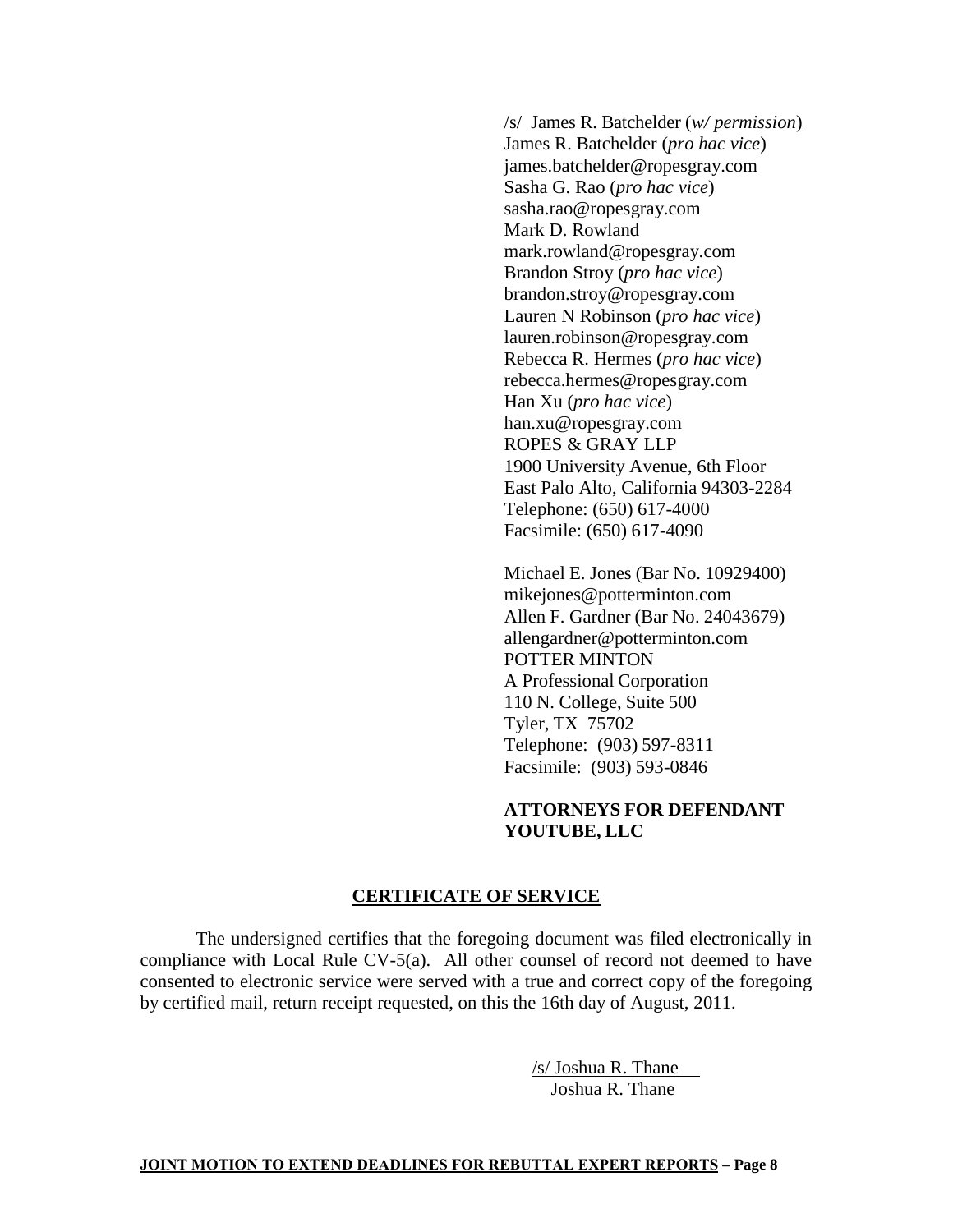/s/ James R. Batchelder (*w/ permission*)
James R. Batchelder (*pro hac vice*)
james.batchelder@ropesgray.com
Sasha G. Rao (*pro hac vice*)
sasha.rao@ropesgray.com
Mark D. Rowland
mark.rowland@ropesgray.com
Brandon Stroy (*pro hac vice*)
brandon.stroy@ropesgray.com
Lauren N Robinson (*pro hac vice*)
lauren.robinson@ropesgray.com
Rebecca R. Hermes (*pro hac vice*)
rebecca.hermes@ropesgray.com
Han Xu (*pro hac vice*)
han.xu@ropesgray.com
ROPES & GRAY LLP
1900 University Avenue, 6th Floor
East Palo Alto, California 94303-2284
Telephone: (650) 617-4000
Facsimile: (650) 617-4090

Michael E. Jones (Bar No. 10929400)
mikejones@potterminton.com
Allen F. Gardner (Bar No. 24043679)
allengardner@potterminton.com
POTTER MINTON
A Professional Corporation
110 N. College, Suite 500
Tyler, TX 75702
Telephone: (903) 597-8311
Facsimile: (903) 593-0846

**ATTORNEYS FOR DEFENDANT YOUTUBE, LLC**

## CERTIFICATE OF SERVICE

The undersigned certifies that the foregoing document was filed electronically in compliance with Local Rule CV-5(a). All other counsel of record not deemed to have consented to electronic service were served with a true and correct copy of the foregoing by certified mail, return receipt requested, on this the 16th day of August, 2011.

/s/ Joshua R. Thane
Joshua R. Thane

**JOINT MOTION TO EXTEND DEADLINES FOR REBUTTAL EXPERT REPORTS – Page 8**